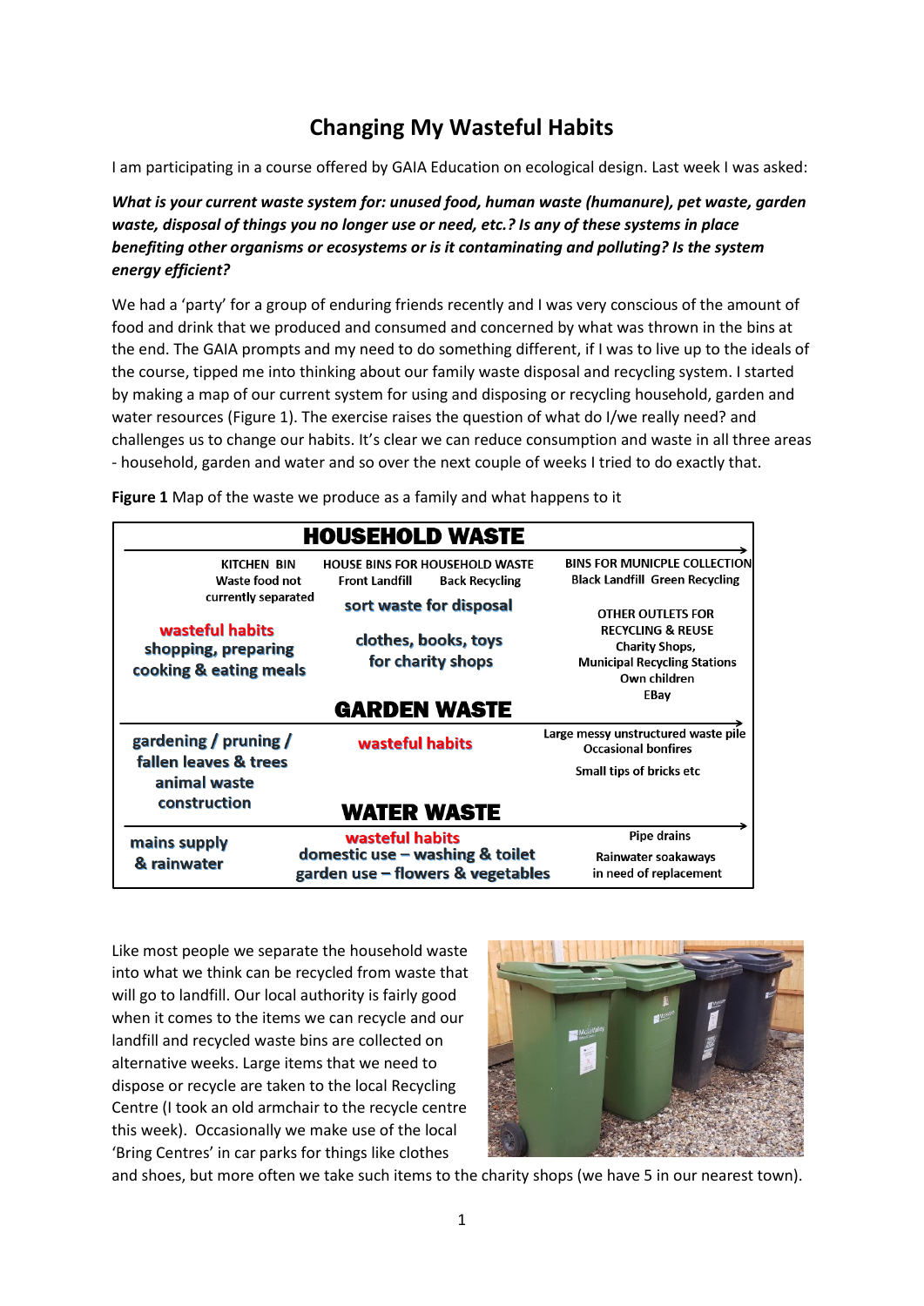# Changing My Wasteful Habits

I am participating in a course offered by GAIA Education on ecological design. Last week I was asked:

***What is your current waste system for: unused food, human waste (humanure), pet waste, garden waste, disposal of things you no longer use or need, etc.? Is any of these systems in place benefiting other organisms or ecosystems or is it contaminating and polluting? Is the system energy efficient?***

We had a 'party' for a group of enduring friends recently and I was very conscious of the amount of food and drink that we produced and consumed and concerned by what was thrown in the bins at the end. The GAIA prompts and my need to do something different, if I was to live up to the ideals of the course, tipped me into thinking about our family waste disposal and recycling system. I started by making a map of our current system for using and disposing or recycling household, garden and water resources (Figure 1). The exercise raises the question of what do I/we really need? and challenges us to change our habits. It's clear we can reduce consumption and waste in all three areas - household, garden and water and so over the next couple of weeks I tried to do exactly that.

**Figure 1** Map of the waste we produce as a family and what happens to it

| HOUSEHOLD WASTE | | |
|---|---|---|
| KITCHEN BIN<br>Waste food not currently separated<br><br>wasteful habits<br>shopping, preparing cooking & eating meals | HOUSE BINS FOR HOUSEHOLD WASTE<br>Front Landfill Back Recycling<br><br>sort waste for disposal<br><br>clothes, books, toys for charity shops | BINS FOR MUNICPLE COLLECTION<br>Black Landfill Green Recycling<br><br>OTHER OUTLETS FOR RECYCLING & REUSE<br>Charity Shops,<br>Municipal Recycling Stations<br>Own children<br>EBay |
| **GARDEN WASTE** | | |
| gardening / pruning / fallen leaves & trees<br>animal waste<br>construction | wasteful habits | Large messy unstructured waste pile<br>Occasional bonfires<br><br>Small tips of bricks etc |
| **WATER WASTE** | | |
| mains supply & rainwater | wasteful habits<br>domestic use – washing & toilet<br>garden use – flowers & vegetables | Pipe drains<br>Rainwater soakaways in need of replacement |

Like most people we separate the household waste into what we think can be recycled from waste that will go to landfill. Our local authority is fairly good when it comes to the items we can recycle and our landfill and recycled waste bins are collected on alternative weeks. Large items that we need to dispose or recycle are taken to the local Recycling Centre (I took an old armchair to the recycle centre this week). Occasionally we make use of the local 'Bring Centres' in car parks for things like clothes and shoes, but more often we take such items to the charity shops (we have 5 in our nearest town).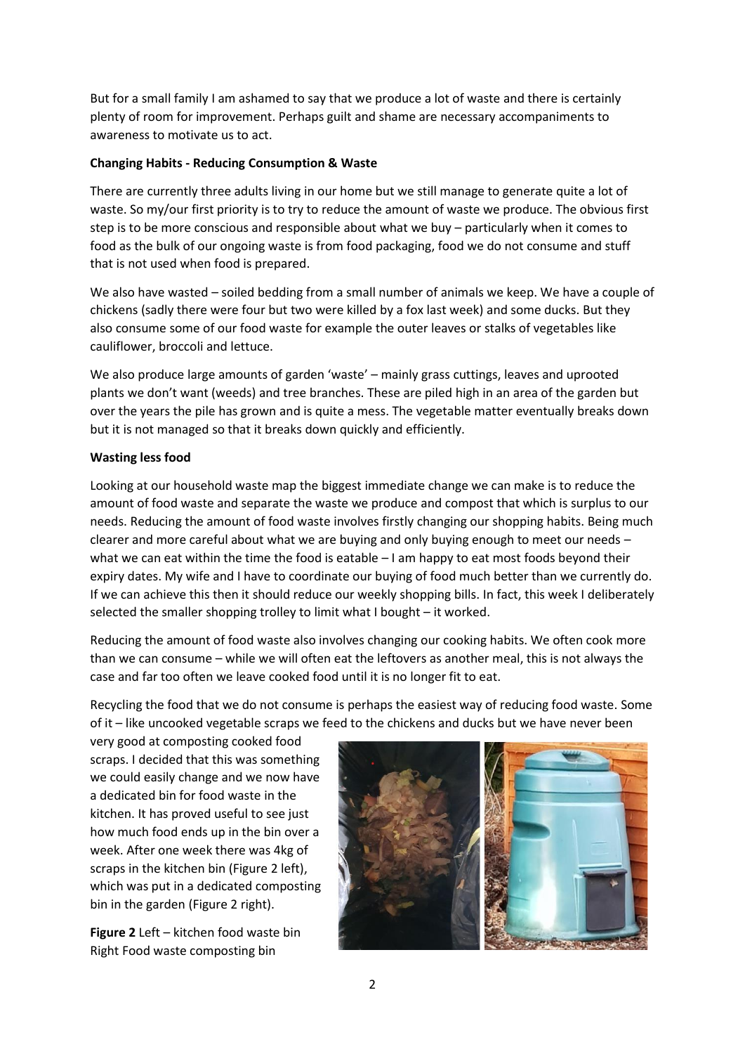But for a small family I am ashamed to say that we produce a lot of waste and there is certainly plenty of room for improvement. Perhaps guilt and shame are necessary accompaniments to awareness to motivate us to act.

**Changing Habits - Reducing Consumption & Waste**

There are currently three adults living in our home but we still manage to generate quite a lot of waste. So my/our first priority is to try to reduce the amount of waste we produce. The obvious first step is to be more conscious and responsible about what we buy – particularly when it comes to food as the bulk of our ongoing waste is from food packaging, food we do not consume and stuff that is not used when food is prepared.

We also have wasted – soiled bedding from a small number of animals we keep. We have a couple of chickens (sadly there were four but two were killed by a fox last week) and some ducks. But they also consume some of our food waste for example the outer leaves or stalks of vegetables like cauliflower, broccoli and lettuce.

We also produce large amounts of garden 'waste' – mainly grass cuttings, leaves and uprooted plants we don't want (weeds) and tree branches. These are piled high in an area of the garden but over the years the pile has grown and is quite a mess. The vegetable matter eventually breaks down but it is not managed so that it breaks down quickly and efficiently.

**Wasting less food**

Looking at our household waste map the biggest immediate change we can make is to reduce the amount of food waste and separate the waste we produce and compost that which is surplus to our needs. Reducing the amount of food waste involves firstly changing our shopping habits. Being much clearer and more careful about what we are buying and only buying enough to meet our needs – what we can eat within the time the food is eatable – I am happy to eat most foods beyond their expiry dates. My wife and I have to coordinate our buying of food much better than we currently do. If we can achieve this then it should reduce our weekly shopping bills. In fact, this week I deliberately selected the smaller shopping trolley to limit what I bought – it worked.

Reducing the amount of food waste also involves changing our cooking habits. We often cook more than we can consume – while we will often eat the leftovers as another meal, this is not always the case and far too often we leave cooked food until it is no longer fit to eat.

Recycling the food that we do not consume is perhaps the easiest way of reducing food waste. Some of it – like uncooked vegetable scraps we feed to the chickens and ducks but we have never been very good at composting cooked food scraps. I decided that this was something we could easily change and we now have a dedicated bin for food waste in the kitchen. It has proved useful to see just how much food ends up in the bin over a week. After one week there was 4kg of scraps in the kitchen bin (Figure 2 left), which was put in a dedicated composting bin in the garden (Figure 2 right).

**Figure 2** Left – kitchen food waste bin Right Food waste composting bin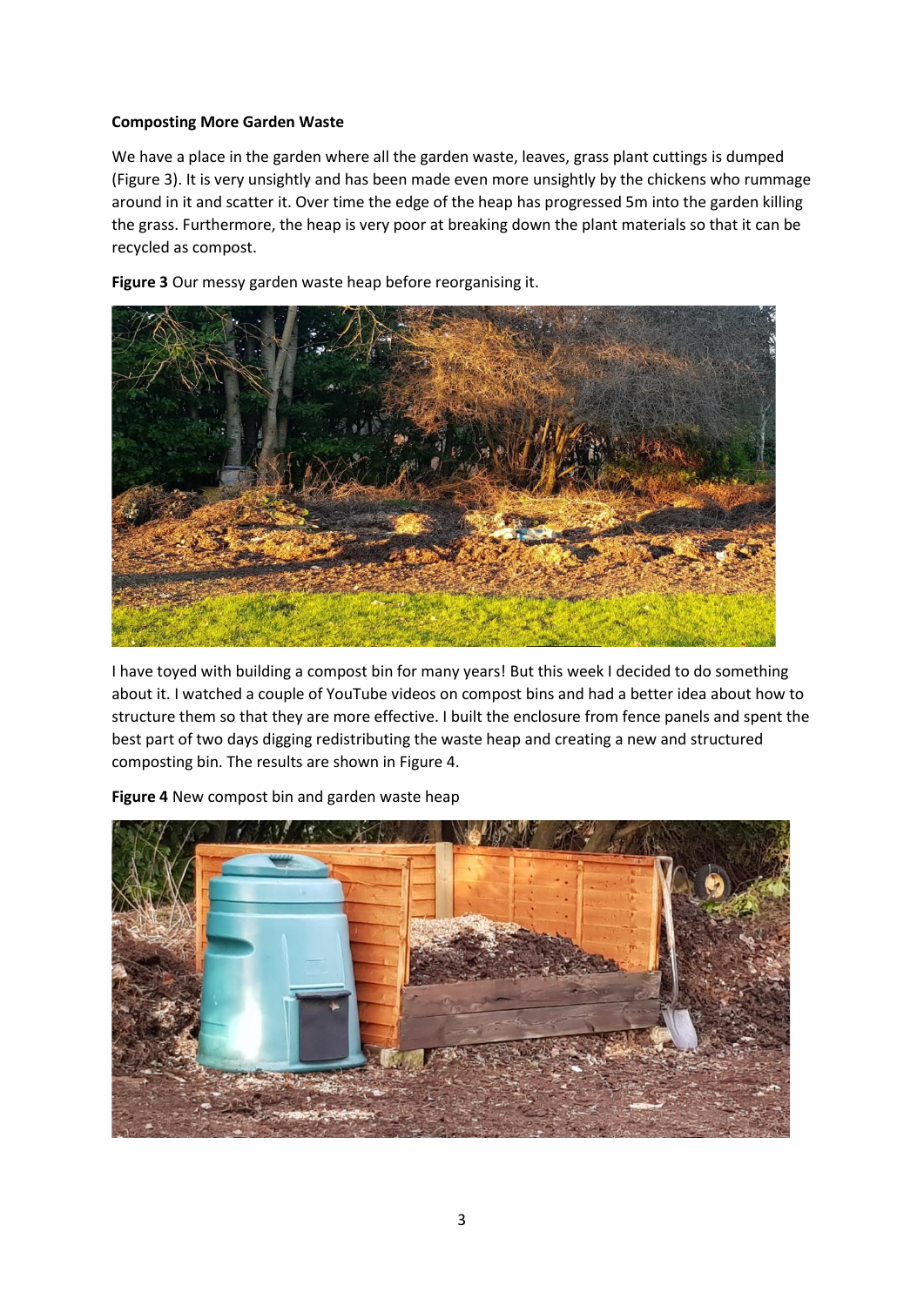**Composting More Garden Waste**

We have a place in the garden where all the garden waste, leaves, grass plant cuttings is dumped (Figure 3). It is very unsightly and has been made even more unsightly by the chickens who rummage around in it and scatter it. Over time the edge of the heap has progressed 5m into the garden killing the grass. Furthermore, the heap is very poor at breaking down the plant materials so that it can be recycled as compost.

**Figure 3** Our messy garden waste heap before reorganising it.

I have toyed with building a compost bin for many years! But this week I decided to do something about it. I watched a couple of YouTube videos on compost bins and had a better idea about how to structure them so that they are more effective. I built the enclosure from fence panels and spent the best part of two days digging redistributing the waste heap and creating a new and structured composting bin. The results are shown in Figure 4.

**Figure 4** New compost bin and garden waste heap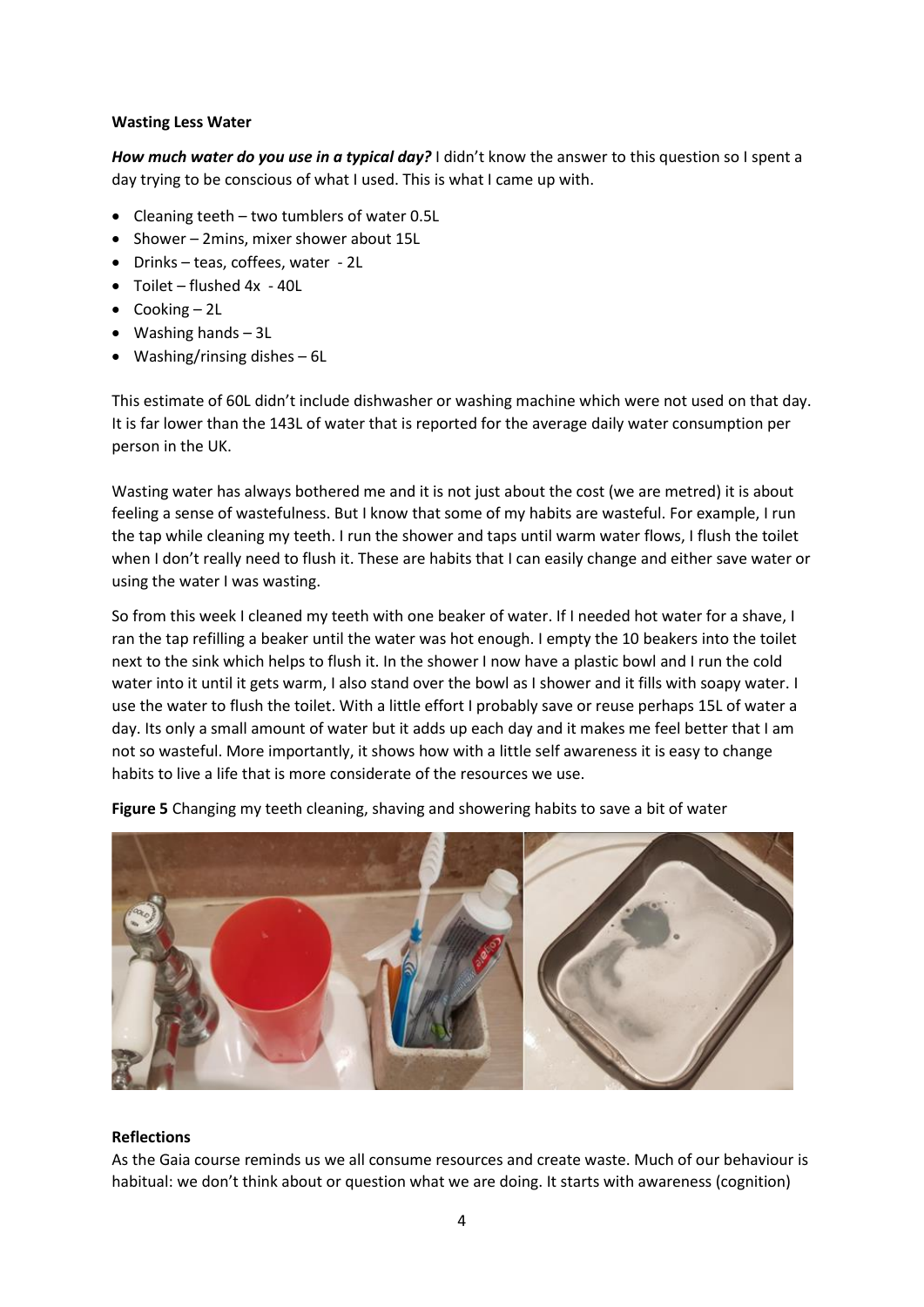**Wasting Less Water**

***How much water do you use in a typical day?*** I didn't know the answer to this question so I spent a day trying to be conscious of what I used. This is what I came up with.

- Cleaning teeth – two tumblers of water 0.5L
- Shower – 2mins, mixer shower about 15L
- Drinks – teas, coffees, water - 2L
- Toilet – flushed 4x - 40L
- Cooking – 2L
- Washing hands – 3L
- Washing/rinsing dishes – 6L

This estimate of 60L didn't include dishwasher or washing machine which were not used on that day. It is far lower than the 143L of water that is reported for the average daily water consumption per person in the UK.

Wasting water has always bothered me and it is not just about the cost (we are metred) it is about feeling a sense of wastefulness. But I know that some of my habits are wasteful. For example, I run the tap while cleaning my teeth. I run the shower and taps until warm water flows, I flush the toilet when I don't really need to flush it. These are habits that I can easily change and either save water or using the water I was wasting.

So from this week I cleaned my teeth with one beaker of water. If I needed hot water for a shave, I ran the tap refilling a beaker until the water was hot enough. I empty the 10 beakers into the toilet next to the sink which helps to flush it. In the shower I now have a plastic bowl and I run the cold water into it until it gets warm, I also stand over the bowl as I shower and it fills with soapy water. I use the water to flush the toilet. With a little effort I probably save or reuse perhaps 15L of water a day. Its only a small amount of water but it adds up each day and it makes me feel better that I am not so wasteful. More importantly, it shows how with a little self awareness it is easy to change habits to live a life that is more considerate of the resources we use.

**Figure 5** Changing my teeth cleaning, shaving and showering habits to save a bit of water

**Reflections**

As the Gaia course reminds us we all consume resources and create waste. Much of our behaviour is habitual: we don't think about or question what we are doing. It starts with awareness (cognition)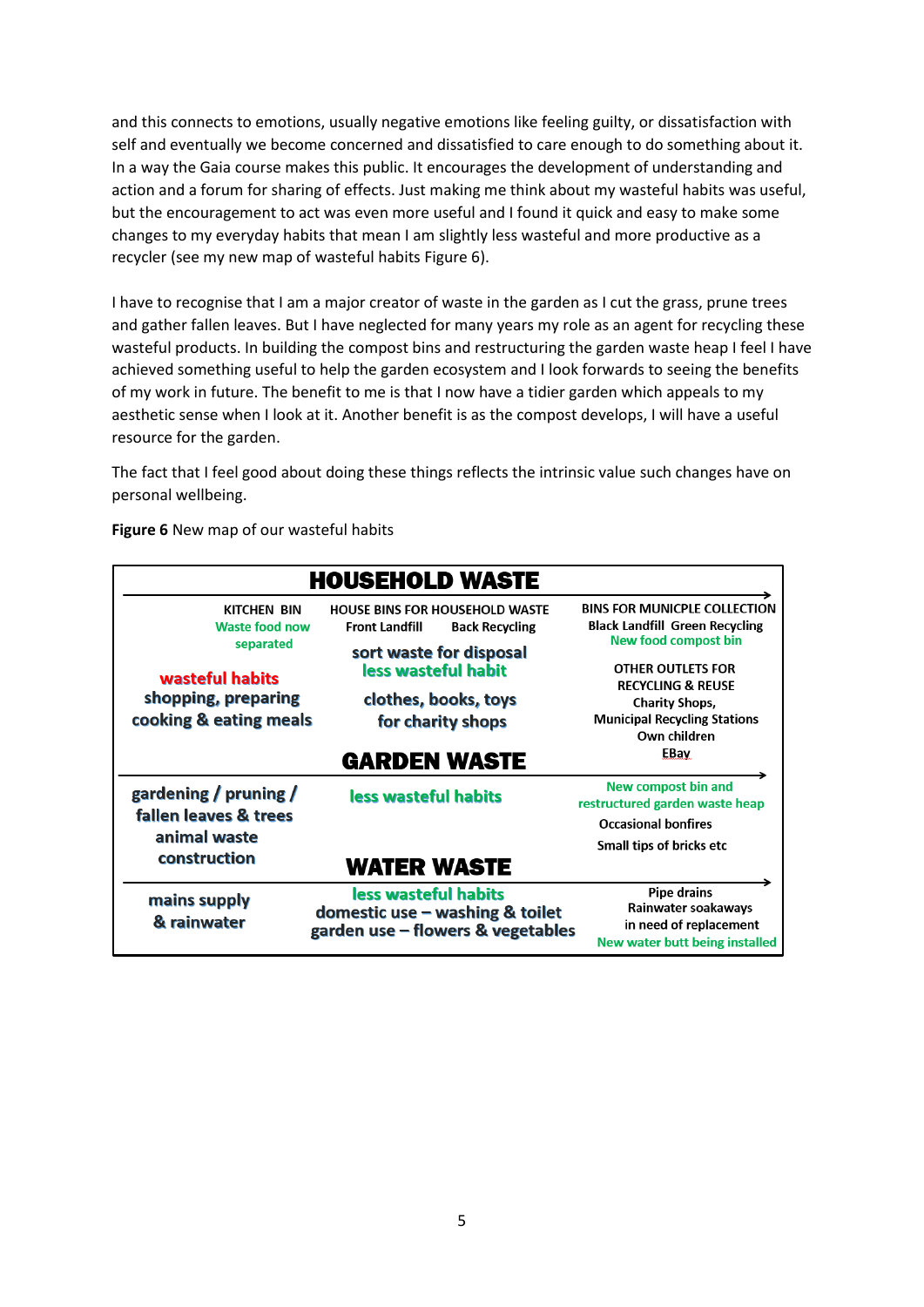and this connects to emotions, usually negative emotions like feeling guilty, or dissatisfaction with self and eventually we become concerned and dissatisfied to care enough to do something about it. In a way the Gaia course makes this public. It encourages the development of understanding and action and a forum for sharing of effects. Just making me think about my wasteful habits was useful, but the encouragement to act was even more useful and I found it quick and easy to make some changes to my everyday habits that mean I am slightly less wasteful and more productive as a recycler (see my new map of wasteful habits Figure 6).

I have to recognise that I am a major creator of waste in the garden as I cut the grass, prune trees and gather fallen leaves. But I have neglected for many years my role as an agent for recycling these wasteful products. In building the compost bins and restructuring the garden waste heap I feel I have achieved something useful to help the garden ecosystem and I look forwards to seeing the benefits of my work in future. The benefit to me is that I now have a tidier garden which appeals to my aesthetic sense when I look at it. Another benefit is as the compost develops, I will have a useful resource for the garden.

The fact that I feel good about doing these things reflects the intrinsic value such changes have on personal wellbeing.

**Figure 6** New map of our wasteful habits

| | | |
|---|---|---|
| | **HOUSEHOLD WASTE** | |
| KITCHEN BIN<br>Waste food now separated<br><br>wasteful habits<br>shopping, preparing cooking & eating meals | HOUSE BINS FOR HOUSEHOLD WASTE<br>Front Landfill Back Recycling<br>sort waste for disposal<br>less wasteful habit<br><br>clothes, books, toys for charity shops | BINS FOR MUNICPLE COLLECTION<br>Black Landfill Green Recycling<br>New food compost bin<br><br>OTHER OUTLETS FOR RECYCLING & REUSE<br>Charity Shops,<br>Municipal Recycling Stations<br>Own children<br>EBay |
| | **GARDEN WASTE** | |
| gardening / pruning / fallen leaves & trees<br>animal waste<br>construction | less wasteful habits | New compost bin and restructured garden waste heap<br>Occasional bonfires<br>Small tips of bricks etc |
| | **WATER WASTE** | |
| mains supply & rainwater | less wasteful habits<br>domestic use – washing & toilet<br>garden use – flowers & vegetables | Pipe drains<br>Rainwater soakaways in need of replacement<br>New water butt being installed |